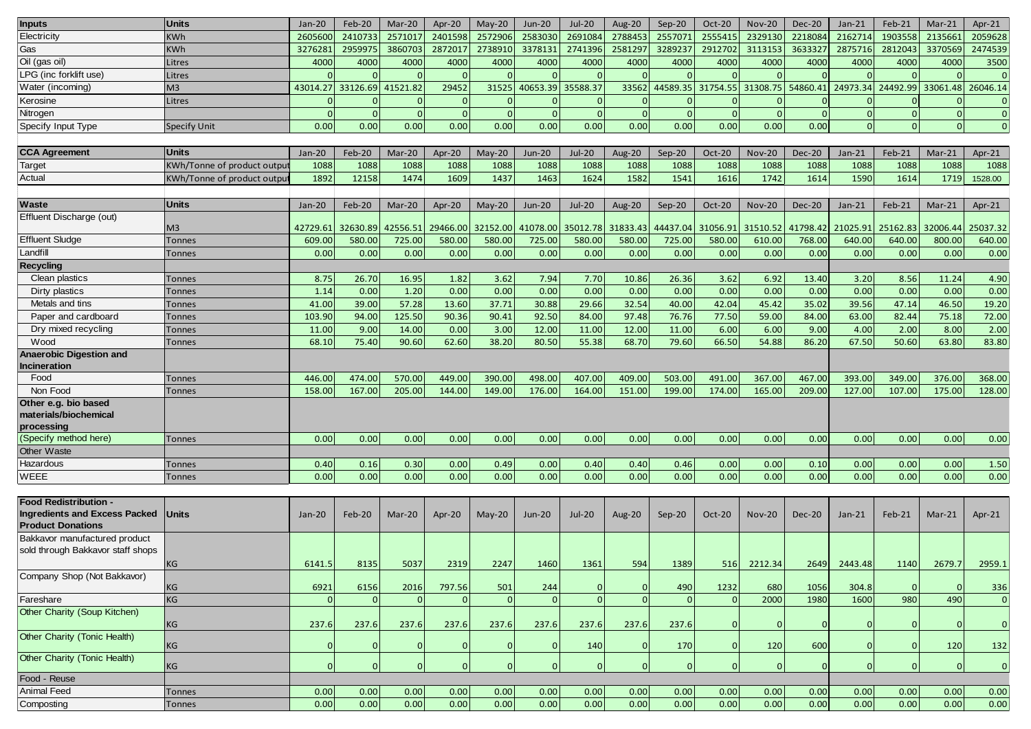| Inputs | Units | Jan-20 | Feb-20 | Mar-20 | Apr-20 | May-20 | Jun-20 | Jul-20 | Aug-20 | Sep-20 | Oct-20 | Nov-20 | Dec-20 | Jan-21 | Feb-21 | Mar-21 | Apr-21 |
|---|---|---|---|---|---|---|---|---|---|---|---|---|---|---|---|---|---|
| Electricity | KWh | 2605600 | 2410733 | 2571017 | 2401598 | 2572906 | 2583030 | 2691084 | 2788453 | 2557071 | 2555415 | 2329130 | 2218084 | 2162714 | 1903558 | 2135661 | 2059628 |
| Gas | KWh | 3276281 | 2959975 | 3860703 | 2872017 | 2738910 | 3378131 | 2741396 | 2581297 | 3289237 | 2912702 | 3113153 | 3633327 | 2875716 | 2812043 | 3370569 | 2474539 |
| Oil (gas oil) | Litres | 4000 | 4000 | 4000 | 4000 | 4000 | 4000 | 4000 | 4000 | 4000 | 4000 | 4000 | 4000 | 4000 | 4000 | 4000 | 3500 |
| LPG (inc forklift use) | Litres | 0 | 0 | 0 | 0 | 0 | 0 | 0 | 0 | 0 | 0 | 0 | 0 | 0 | 0 | 0 | 0 |
| Water (incoming) | M3 | 43014.27 | 33126.69 | 41521.82 | 29452 | 31525 | 40653.39 | 35588.37 | 33562 | 44589.35 | 31754.55 | 31308.75 | 54860.41 | 24973.34 | 24492.99 | 33061.48 | 26046.14 |
| Kerosine | Litres | 0 | 0 | 0 | 0 | 0 | 0 | 0 | 0 | 0 | 0 | 0 | 0 | 0 | 0 | 0 | 0 |
| Nitrogen | | 0 | 0 | 0 | 0 | 0 | 0 | 0 | 0 | 0 | 0 | 0 | 0 | 0 | 0 | 0 | 0 |
| Specify Input Type | Specify Unit | 0.00 | 0.00 | 0.00 | 0.00 | 0.00 | 0.00 | 0.00 | 0.00 | 0.00 | 0.00 | 0.00 | 0.00 | 0 | 0 | 0 | 0 |

| CCA Agreement | Units | Jan-20 | Feb-20 | Mar-20 | Apr-20 | May-20 | Jun-20 | Jul-20 | Aug-20 | Sep-20 | Oct-20 | Nov-20 | Dec-20 | Jan-21 | Feb-21 | Mar-21 | Apr-21 |
|---|---|---|---|---|---|---|---|---|---|---|---|---|---|---|---|---|---|
| Target | KWh/Tonne of product output | 1088 | 1088 | 1088 | 1088 | 1088 | 1088 | 1088 | 1088 | 1088 | 1088 | 1088 | 1088 | 1088 | 1088 | 1088 | 1088 |
| Actual | KWh/Tonne of product output | 1892 | 12158 | 1474 | 1609 | 1437 | 1463 | 1624 | 1582 | 1541 | 1616 | 1742 | 1614 | 1590 | 1614 | 1719 | 1528.00 |

| Waste | Units | Jan-20 | Feb-20 | Mar-20 | Apr-20 | May-20 | Jun-20 | Jul-20 | Aug-20 | Sep-20 | Oct-20 | Nov-20 | Dec-20 | Jan-21 | Feb-21 | Mar-21 | Apr-21 |
|---|---|---|---|---|---|---|---|---|---|---|---|---|---|---|---|---|---|
| Effluent Discharge (out) | M3 | 42729.61 | 32630.89 | 42556.51 | 29466.00 | 32152.00 | 41078.00 | 35012.78 | 31833.43 | 44437.04 | 31056.91 | 31510.52 | 41798.42 | 21025.91 | 25162.83 | 32006.44 | 25037.32 |
| Effluent Sludge | Tonnes | 609.00 | 580.00 | 725.00 | 580.00 | 580.00 | 725.00 | 580.00 | 580.00 | 725.00 | 580.00 | 610.00 | 768.00 | 640.00 | 640.00 | 800.00 | 640.00 |
| Landfill | Tonnes | 0.00 | 0.00 | 0.00 | 0.00 | 0.00 | 0.00 | 0.00 | 0.00 | 0.00 | 0.00 | 0.00 | 0.00 | 0.00 | 0.00 | 0.00 | 0.00 |
| **Recycling** | | | | | | | | | | | | | | | | | |
| Clean plastics | Tonnes | 8.75 | 26.70 | 16.95 | 1.82 | 3.62 | 7.94 | 7.70 | 10.86 | 26.36 | 3.62 | 6.92 | 13.40 | 3.20 | 8.56 | 11.24 | 4.90 |
| Dirty plastics | Tonnes | 1.14 | 0.00 | 1.20 | 0.00 | 0.00 | 0.00 | 0.00 | 0.00 | 0.00 | 0.00 | 0.00 | 0.00 | 0.00 | 0.00 | 0.00 | 0.00 |
| Metals and tins | Tonnes | 41.00 | 39.00 | 57.28 | 13.60 | 37.71 | 30.88 | 29.66 | 32.54 | 40.00 | 42.04 | 45.42 | 35.02 | 39.56 | 47.14 | 46.50 | 19.20 |
| Paper and cardboard | Tonnes | 103.90 | 94.00 | 125.50 | 90.36 | 90.41 | 92.50 | 84.00 | 97.48 | 76.76 | 77.50 | 59.00 | 84.00 | 63.00 | 82.44 | 75.18 | 72.00 |
| Dry mixed recycling | Tonnes | 11.00 | 9.00 | 14.00 | 0.00 | 3.00 | 12.00 | 11.00 | 12.00 | 11.00 | 6.00 | 6.00 | 9.00 | 4.00 | 2.00 | 8.00 | 2.00 |
| Wood | Tonnes | 68.10 | 75.40 | 90.60 | 62.60 | 38.20 | 80.50 | 55.38 | 68.70 | 79.60 | 66.50 | 54.88 | 86.20 | 67.50 | 50.60 | 63.80 | 83.80 |
| **Anaerobic Digestion and Incineration** | | | | | | | | | | | | | | | | | |
| Food | Tonnes | 446.00 | 474.00 | 570.00 | 449.00 | 390.00 | 498.00 | 407.00 | 409.00 | 503.00 | 491.00 | 367.00 | 467.00 | 393.00 | 349.00 | 376.00 | 368.00 |
| Non Food | Tonnes | 158.00 | 167.00 | 205.00 | 144.00 | 149.00 | 176.00 | 164.00 | 151.00 | 199.00 | 174.00 | 165.00 | 209.00 | 127.00 | 107.00 | 175.00 | 128.00 |
| **Other e.g. bio based materials/biochemical processing** | | | | | | | | | | | | | | | | | |
| (Specify method here) | Tonnes | 0.00 | 0.00 | 0.00 | 0.00 | 0.00 | 0.00 | 0.00 | 0.00 | 0.00 | 0.00 | 0.00 | 0.00 | 0.00 | 0.00 | 0.00 | 0.00 |
| Other Waste | | | | | | | | | | | | | | | | | |
| Hazardous | Tonnes | 0.40 | 0.16 | 0.30 | 0.00 | 0.49 | 0.00 | 0.40 | 0.40 | 0.46 | 0.00 | 0.00 | 0.10 | 0.00 | 0.00 | 0.00 | 1.50 |
| WEEE | Tonnes | 0.00 | 0.00 | 0.00 | 0.00 | 0.00 | 0.00 | 0.00 | 0.00 | 0.00 | 0.00 | 0.00 | 0.00 | 0.00 | 0.00 | 0.00 | 0.00 |

| Food Redistribution - Ingredients and Excess Packed Product Donations | Units | Jan-20 | Feb-20 | Mar-20 | Apr-20 | May-20 | Jun-20 | Jul-20 | Aug-20 | Sep-20 | Oct-20 | Nov-20 | Dec-20 | Jan-21 | Feb-21 | Mar-21 | Apr-21 |
|---|---|---|---|---|---|---|---|---|---|---|---|---|---|---|---|---|---|
| Bakkavor manufactured product sold through Bakkavor staff shops | KG | 6141.5 | 8135 | 5037 | 2319 | 2247 | 1460 | 1361 | 594 | 1389 | 516 | 2212.34 | 2649 | 2443.48 | 1140 | 2679.7 | 2959.1 |
| Company Shop (Not Bakkavor) | KG | 6921 | 6156 | 2016 | 797.56 | 501 | 244 | 0 | 0 | 490 | 1232 | 680 | 1056 | 304.8 | 0 | 0 | 336 |
| Fareshare | KG | 0 | 0 | 0 | 0 | 0 | 0 | 0 | 0 | 0 | 0 | 2000 | 1980 | 1600 | 980 | 490 | 0 |
| Other Charity (Soup Kitchen) | KG | 237.6 | 237.6 | 237.6 | 237.6 | 237.6 | 237.6 | 237.6 | 237.6 | 237.6 | 0 | 0 | 0 | 0 | 0 | 0 | 0 |
| Other Charity (Tonic Health) | KG | 0 | 0 | 0 | 0 | 0 | 0 | 140 | 0 | 170 | 0 | 120 | 600 | 0 | 0 | 120 | 132 |
| Other Charity (Tonic Health) | KG | 0 | 0 | 0 | 0 | 0 | 0 | 0 | 0 | 0 | 0 | 0 | 0 | 0 | 0 | 0 | 0 |
| Food - Reuse | | | | | | | | | | | | | | | | | |
| Animal Feed | Tonnes | 0.00 | 0.00 | 0.00 | 0.00 | 0.00 | 0.00 | 0.00 | 0.00 | 0.00 | 0.00 | 0.00 | 0.00 | 0.00 | 0.00 | 0.00 | 0.00 |
| Composting | Tonnes | 0.00 | 0.00 | 0.00 | 0.00 | 0.00 | 0.00 | 0.00 | 0.00 | 0.00 | 0.00 | 0.00 | 0.00 | 0.00 | 0.00 | 0.00 | 0.00 |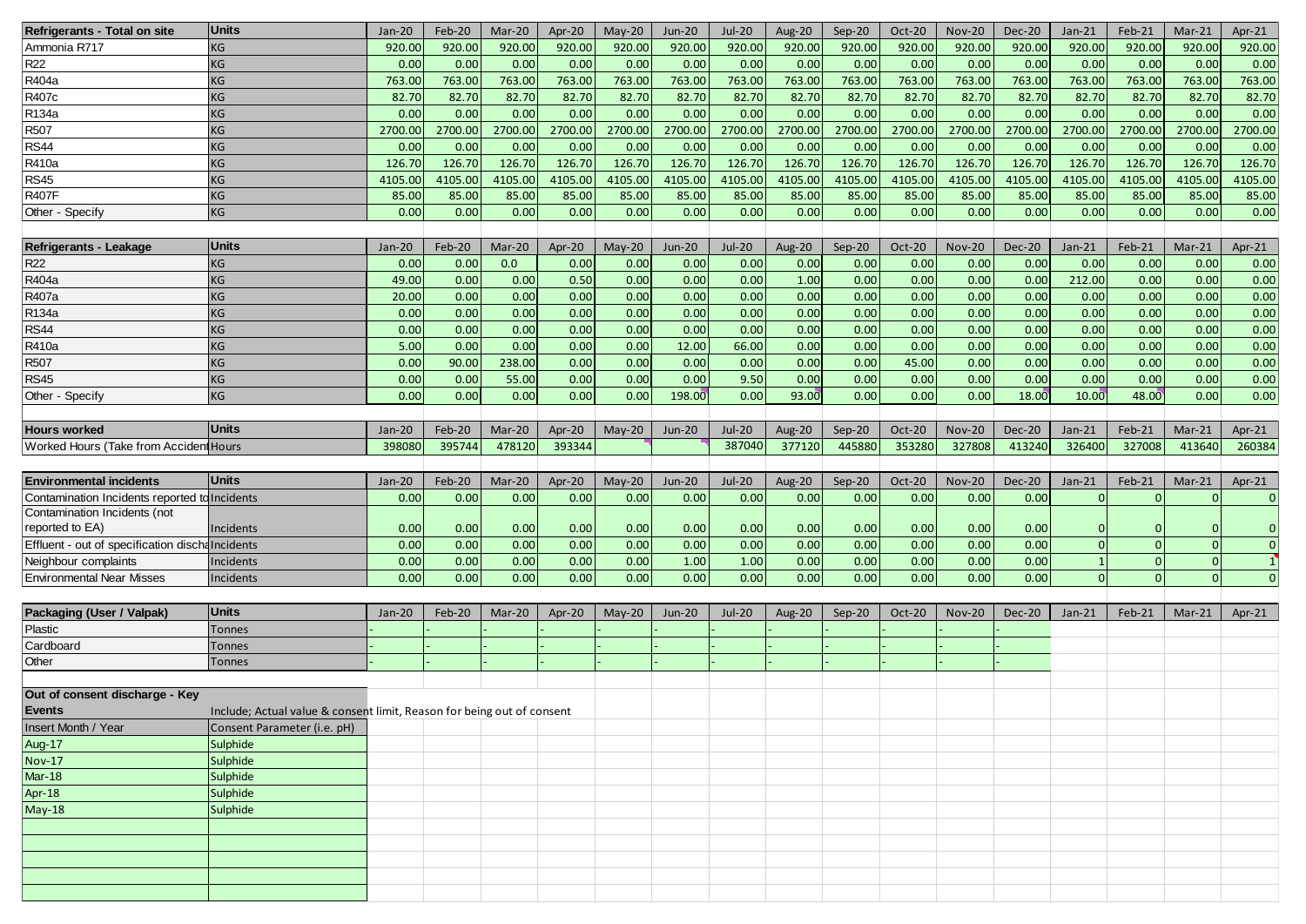| Refrigerants - Total on site | Units | Jan-20 | Feb-20 | Mar-20 | Apr-20 | May-20 | Jun-20 | Jul-20 | Aug-20 | Sep-20 | Oct-20 | Nov-20 | Dec-20 | Jan-21 | Feb-21 | Mar-21 | Apr-21 |
|---|---|---|---|---|---|---|---|---|---|---|---|---|---|---|---|---|---|
| Ammonia R717 | KG | 920.00 | 920.00 | 920.00 | 920.00 | 920.00 | 920.00 | 920.00 | 920.00 | 920.00 | 920.00 | 920.00 | 920.00 | 920.00 | 920.00 | 920.00 | 920.00 |
| R22 | KG | 0.00 | 0.00 | 0.00 | 0.00 | 0.00 | 0.00 | 0.00 | 0.00 | 0.00 | 0.00 | 0.00 | 0.00 | 0.00 | 0.00 | 0.00 | 0.00 |
| R404a | KG | 763.00 | 763.00 | 763.00 | 763.00 | 763.00 | 763.00 | 763.00 | 763.00 | 763.00 | 763.00 | 763.00 | 763.00 | 763.00 | 763.00 | 763.00 | 763.00 |
| R407c | KG | 82.70 | 82.70 | 82.70 | 82.70 | 82.70 | 82.70 | 82.70 | 82.70 | 82.70 | 82.70 | 82.70 | 82.70 | 82.70 | 82.70 | 82.70 | 82.70 |
| R134a | KG | 0.00 | 0.00 | 0.00 | 0.00 | 0.00 | 0.00 | 0.00 | 0.00 | 0.00 | 0.00 | 0.00 | 0.00 | 0.00 | 0.00 | 0.00 | 0.00 |
| R507 | KG | 2700.00 | 2700.00 | 2700.00 | 2700.00 | 2700.00 | 2700.00 | 2700.00 | 2700.00 | 2700.00 | 2700.00 | 2700.00 | 2700.00 | 2700.00 | 2700.00 | 2700.00 | 2700.00 |
| RS44 | KG | 0.00 | 0.00 | 0.00 | 0.00 | 0.00 | 0.00 | 0.00 | 0.00 | 0.00 | 0.00 | 0.00 | 0.00 | 0.00 | 0.00 | 0.00 | 0.00 |
| R410a | KG | 126.70 | 126.70 | 126.70 | 126.70 | 126.70 | 126.70 | 126.70 | 126.70 | 126.70 | 126.70 | 126.70 | 126.70 | 126.70 | 126.70 | 126.70 | 126.70 |
| RS45 | KG | 4105.00 | 4105.00 | 4105.00 | 4105.00 | 4105.00 | 4105.00 | 4105.00 | 4105.00 | 4105.00 | 4105.00 | 4105.00 | 4105.00 | 4105.00 | 4105.00 | 4105.00 | 4105.00 |
| R407F | KG | 85.00 | 85.00 | 85.00 | 85.00 | 85.00 | 85.00 | 85.00 | 85.00 | 85.00 | 85.00 | 85.00 | 85.00 | 85.00 | 85.00 | 85.00 | 85.00 |
| Other - Specify | KG | 0.00 | 0.00 | 0.00 | 0.00 | 0.00 | 0.00 | 0.00 | 0.00 | 0.00 | 0.00 | 0.00 | 0.00 | 0.00 | 0.00 | 0.00 | 0.00 |

| Refrigerants - Leakage | Units | Jan-20 | Feb-20 | Mar-20 | Apr-20 | May-20 | Jun-20 | Jul-20 | Aug-20 | Sep-20 | Oct-20 | Nov-20 | Dec-20 | Jan-21 | Feb-21 | Mar-21 | Apr-21 |
|---|---|---|---|---|---|---|---|---|---|---|---|---|---|---|---|---|---|
| R22 | KG | 0.00 | 0.00 | 0.0 | 0.00 | 0.00 | 0.00 | 0.00 | 0.00 | 0.00 | 0.00 | 0.00 | 0.00 | 0.00 | 0.00 | 0.00 | 0.00 |
| R404a | KG | 49.00 | 0.00 | 0.00 | 0.50 | 0.00 | 0.00 | 0.00 | 1.00 | 0.00 | 0.00 | 0.00 | 0.00 | 212.00 | 0.00 | 0.00 | 0.00 |
| R407a | KG | 20.00 | 0.00 | 0.00 | 0.00 | 0.00 | 0.00 | 0.00 | 0.00 | 0.00 | 0.00 | 0.00 | 0.00 | 0.00 | 0.00 | 0.00 | 0.00 |
| R134a | KG | 0.00 | 0.00 | 0.00 | 0.00 | 0.00 | 0.00 | 0.00 | 0.00 | 0.00 | 0.00 | 0.00 | 0.00 | 0.00 | 0.00 | 0.00 | 0.00 |
| RS44 | KG | 0.00 | 0.00 | 0.00 | 0.00 | 0.00 | 0.00 | 0.00 | 0.00 | 0.00 | 0.00 | 0.00 | 0.00 | 0.00 | 0.00 | 0.00 | 0.00 |
| R410a | KG | 5.00 | 0.00 | 0.00 | 0.00 | 0.00 | 12.00 | 66.00 | 0.00 | 0.00 | 0.00 | 0.00 | 0.00 | 0.00 | 0.00 | 0.00 | 0.00 |
| R507 | KG | 0.00 | 90.00 | 238.00 | 0.00 | 0.00 | 0.00 | 0.00 | 0.00 | 0.00 | 45.00 | 0.00 | 0.00 | 0.00 | 0.00 | 0.00 | 0.00 |
| RS45 | KG | 0.00 | 0.00 | 55.00 | 0.00 | 0.00 | 0.00 | 9.50 | 0.00 | 0.00 | 0.00 | 0.00 | 0.00 | 0.00 | 0.00 | 0.00 | 0.00 |
| Other - Specify | KG | 0.00 | 0.00 | 0.00 | 0.00 | 0.00 | 198.00 | 0.00 | 93.00 | 0.00 | 0.00 | 0.00 | 18.00 | 10.00 | 48.00 | 0.00 | 0.00 |

| Hours worked | Units | Jan-20 | Feb-20 | Mar-20 | Apr-20 | May-20 | Jun-20 | Jul-20 | Aug-20 | Sep-20 | Oct-20 | Nov-20 | Dec-20 | Jan-21 | Feb-21 | Mar-21 | Apr-21 |
|---|---|---|---|---|---|---|---|---|---|---|---|---|---|---|---|---|---|
| Worked Hours (Take from Accident | Hours | 398080 | 395744 | 478120 | 393344 | | | 387040 | 377120 | 445880 | 353280 | 327808 | 413240 | 326400 | 327008 | 413640 | 260384 |

| Environmental incidents | Units | Jan-20 | Feb-20 | Mar-20 | Apr-20 | May-20 | Jun-20 | Jul-20 | Aug-20 | Sep-20 | Oct-20 | Nov-20 | Dec-20 | Jan-21 | Feb-21 | Mar-21 | Apr-21 |
|---|---|---|---|---|---|---|---|---|---|---|---|---|---|---|---|---|---|
| Contamination Incidents reported to | Incidents | 0.00 | 0.00 | 0.00 | 0.00 | 0.00 | 0.00 | 0.00 | 0.00 | 0.00 | 0.00 | 0.00 | 0.00 | 0 | 0 | 0 | 0 |
| Contamination Incidents (not reported to EA) | Incidents | 0.00 | 0.00 | 0.00 | 0.00 | 0.00 | 0.00 | 0.00 | 0.00 | 0.00 | 0.00 | 0.00 | 0.00 | 0 | 0 | 0 | 0 |
| Effluent - out of specification discha | Incidents | 0.00 | 0.00 | 0.00 | 0.00 | 0.00 | 0.00 | 0.00 | 0.00 | 0.00 | 0.00 | 0.00 | 0.00 | 0 | 0 | 0 | 0 |
| Neighbour complaints | Incidents | 0.00 | 0.00 | 0.00 | 0.00 | 0.00 | 1.00 | 1.00 | 0.00 | 0.00 | 0.00 | 0.00 | 0.00 | 1 | 0 | 0 | 1 |
| Environmental Near Misses | Incidents | 0.00 | 0.00 | 0.00 | 0.00 | 0.00 | 0.00 | 0.00 | 0.00 | 0.00 | 0.00 | 0.00 | 0.00 | 0 | 0 | 0 | 0 |

| Packaging (User / Valpak) | Units | Jan-20 | Feb-20 | Mar-20 | Apr-20 | May-20 | Jun-20 | Jul-20 | Aug-20 | Sep-20 | Oct-20 | Nov-20 | Dec-20 | Jan-21 | Feb-21 | Mar-21 | Apr-21 |
|---|---|---|---|---|---|---|---|---|---|---|---|---|---|---|---|---|---|
| Plastic | Tonnes | - | - | - | - | - | - | - | - | - | - | - | - | | | | |
| Cardboard | Tonnes | - | - | - | - | - | - | - | - | - | - | - | - | | | | |
| Other | Tonnes | - | - | - | - | - | - | - | - | - | - | - | - | | | | |

**Out of consent discharge - Key Events**

Include; Actual value & consent limit, Reason for being out of consent

| Insert Month / Year | Consent Parameter (i.e. pH) |
|---|---|
| Aug-17 | Sulphide |
| Nov-17 | Sulphide |
| Mar-18 | Sulphide |
| Apr-18 | Sulphide |
| May-18 | Sulphide |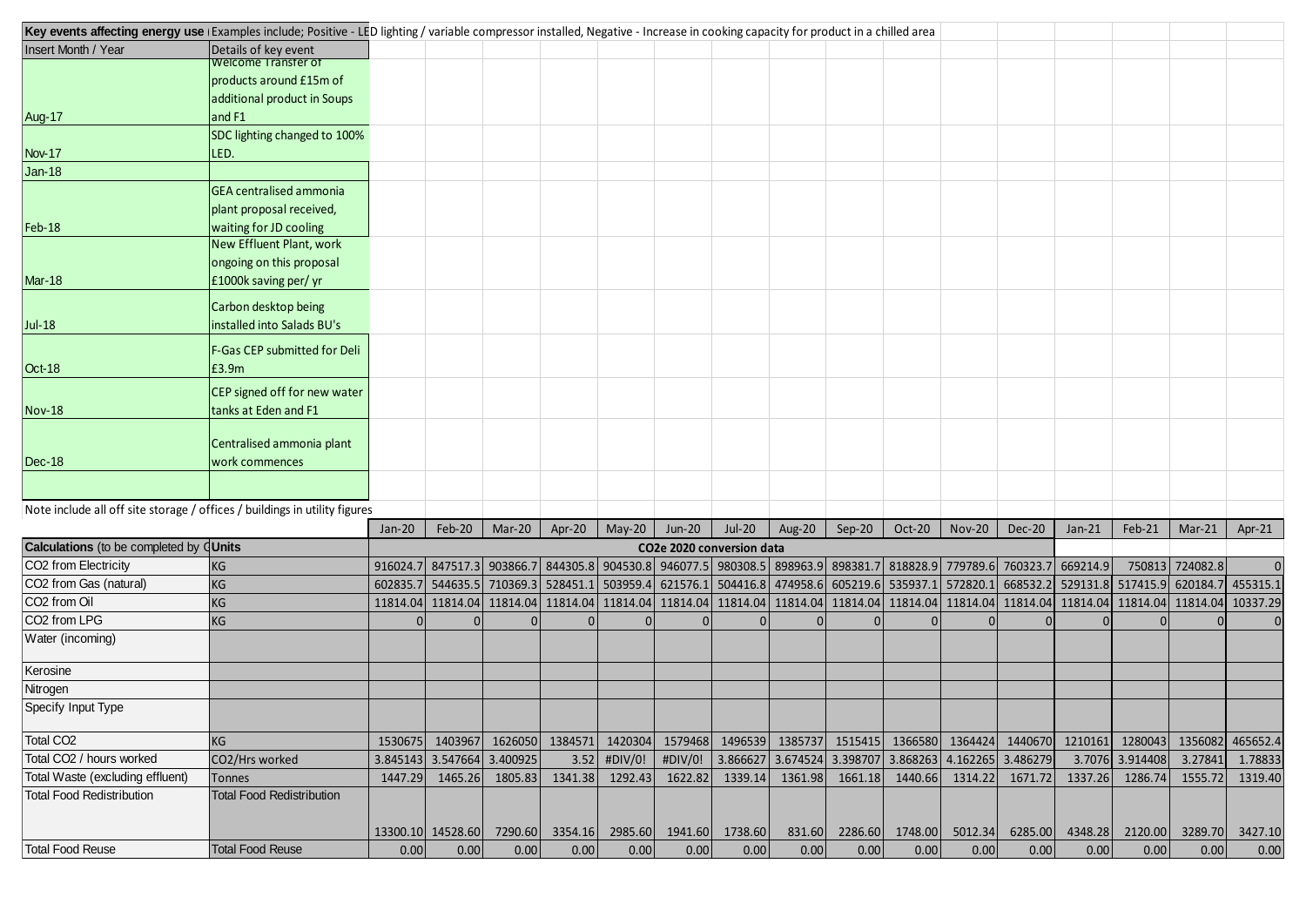| Key events affecting energy use | Examples include; Positive - LED lighting / variable compressor installed, Negative - Increase in cooking capacity for product in a chilled area |
|---|---|
| Insert Month / Year | Details of key event |
| Aug-17 | Welcome Transfer of products around £15m of additional product in Soups and F1 |
| Nov-17 | SDC lighting changed to 100% LED. |
| Jan-18 | |
| Feb-18 | GEA centralised ammonia plant proposal received, waiting for JD cooling |
| Mar-18 | New Effluent Plant, work ongoing on this proposal £1000k saving per/ yr |
| Jul-18 | Carbon desktop being installed into Salads BU's |
| Oct-18 | F-Gas CEP submitted for Deli £3.9m |
| Nov-18 | CEP signed off for new water tanks at Eden and F1 |
| Dec-18 | Centralised ammonia plant work commences |
| | |

Note include all off site storage / offices / buildings in utility figures

| Calculations (to be completed by C | Units | Jan-20 | Feb-20 | Mar-20 | Apr-20 | May-20 | Jun-20 | Jul-20 | Aug-20 | Sep-20 | Oct-20 | Nov-20 | Dec-20 | Jan-21 | Feb-21 | Mar-21 | Apr-21 |
|---|---|---|---|---|---|---|---|---|---|---|---|---|---|---|---|---|---|
| | | CO2e 2020 conversion data | | | | | | | | | | | | | | | |
| CO2 from Electricity | KG | 916024.7 | 847517.3 | 903866.7 | 844305.8 | 904530.8 | 946077.5 | 980308.5 | 898963.9 | 898381.7 | 818828.9 | 779789.6 | 760323.7 | 669214.9 | 750813 | 724082.8 | 0 |
| CO2 from Gas (natural) | KG | 602835.7 | 544635.5 | 710369.3 | 528451.1 | 503959.4 | 621576.1 | 504416.8 | 474958.6 | 605219.6 | 535937.1 | 572820.1 | 668532.2 | 529131.8 | 517415.9 | 620184.7 | 455315.1 |
| CO2 from Oil | KG | 11814.04 | 11814.04 | 11814.04 | 11814.04 | 11814.04 | 11814.04 | 11814.04 | 11814.04 | 11814.04 | 11814.04 | 11814.04 | 11814.04 | 11814.04 | 11814.04 | 11814.04 | 10337.29 |
| CO2 from LPG | KG | 0 | 0 | 0 | 0 | 0 | 0 | 0 | 0 | 0 | 0 | 0 | 0 | 0 | 0 | 0 | 0 |
| Water (incoming) | | | | | | | | | | | | | | | | | |
| Kerosine | | | | | | | | | | | | | | | | | |
| Nitrogen | | | | | | | | | | | | | | | | | |
| Specify Input Type | | | | | | | | | | | | | | | | | |
| Total CO2 | KG | 1530675 | 1403967 | 1626050 | 1384571 | 1420304 | 1579468 | 1496539 | 1385737 | 1515415 | 1366580 | 1364424 | 1440670 | 1210161 | 1280043 | 1356082 | 465652.4 |
| Total CO2 / hours worked | CO2/Hrs worked | 3.845143 | 3.547664 | 3.400925 | 3.52 | #DIV/0! | #DIV/0! | 3.866627 | 3.674524 | 3.398707 | 3.868263 | 4.162265 | 3.486279 | 3.7076 | 3.914408 | 3.27841 | 1.78833 |
| Total Waste (excluding effluent) | Tonnes | 1447.29 | 1465.26 | 1805.83 | 1341.38 | 1292.43 | 1622.82 | 1339.14 | 1361.98 | 1661.18 | 1440.66 | 1314.22 | 1671.72 | 1337.26 | 1286.74 | 1555.72 | 1319.40 |
| Total Food Redistribution | Total Food Redistribution | 13300.10 | 14528.60 | 7290.60 | 3354.16 | 2985.60 | 1941.60 | 1738.60 | 831.60 | 2286.60 | 1748.00 | 5012.34 | 6285.00 | 4348.28 | 2120.00 | 3289.70 | 3427.10 |
| Total Food Reuse | Total Food Reuse | 0.00 | 0.00 | 0.00 | 0.00 | 0.00 | 0.00 | 0.00 | 0.00 | 0.00 | 0.00 | 0.00 | 0.00 | 0.00 | 0.00 | 0.00 | 0.00 |